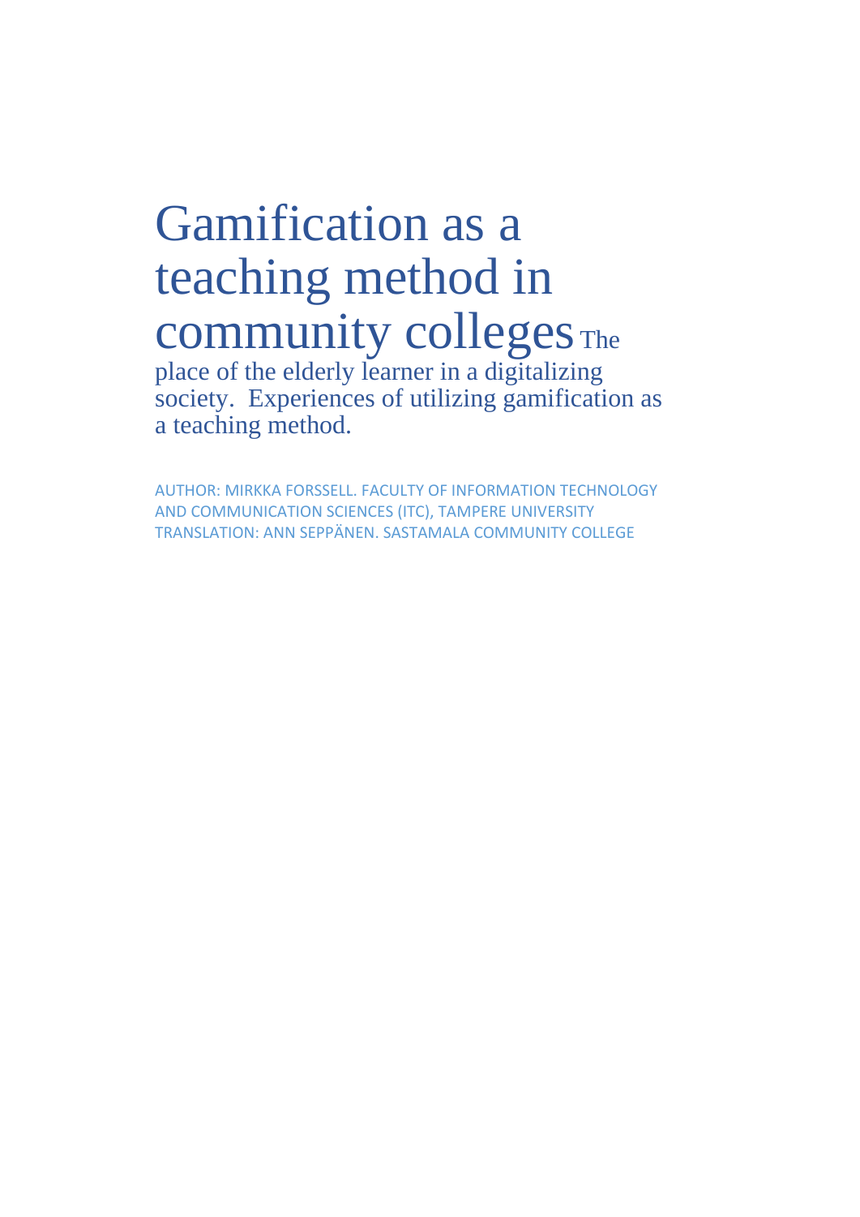# Gamification as a teaching method in community colleges

The place of the elderly learner in a digitalizing society. Experiences of utilizing gamification as a teaching method.

AUTHOR: MIRKKA FORSSELL. FACULTY OF INFORMATION TECHNOLOGY AND COMMUNICATION SCIENCES (ITC), TAMPERE UNIVERSITY
TRANSLATION: ANN SEPPÄNEN. SASTAMALA COMMUNITY COLLEGE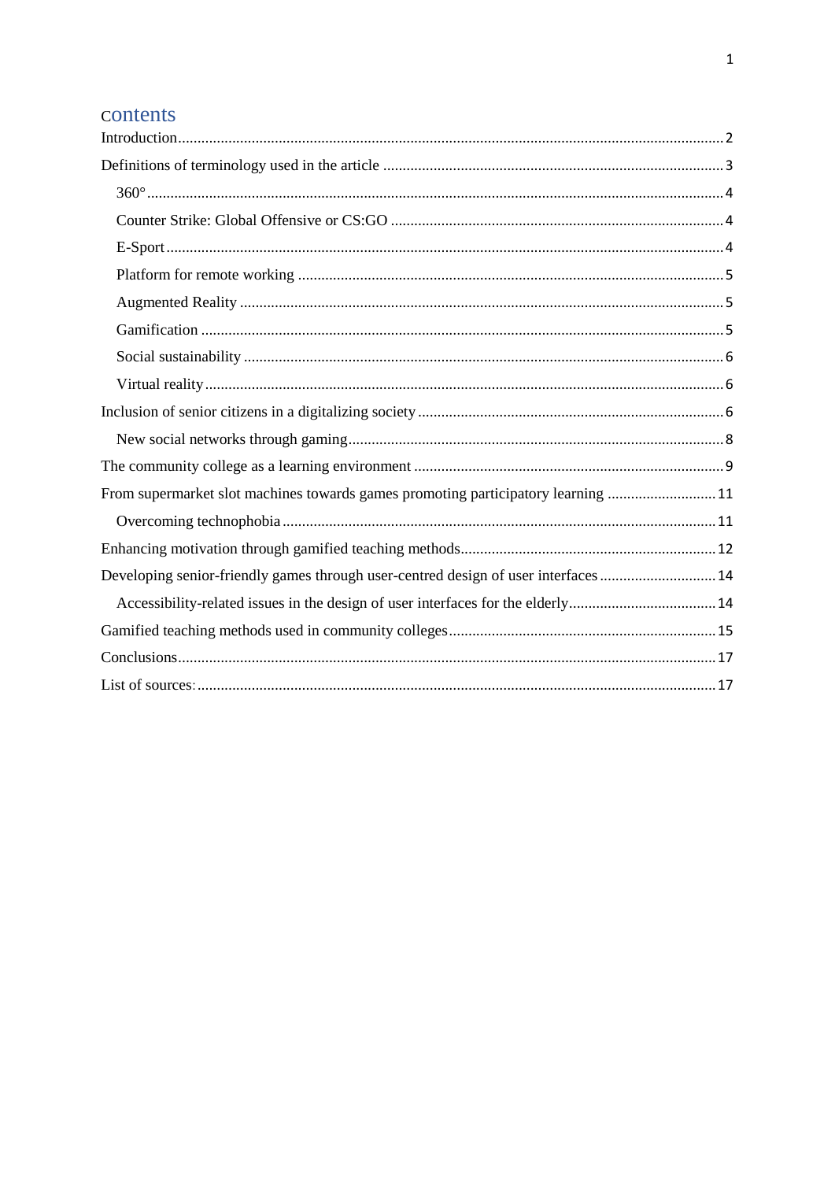## contents

- Introduction ... 2
- Definitions of terminology used in the article ... 3
  - 360° ... 4
  - Counter Strike: Global Offensive or CS:GO ... 4
  - E-Sport ... 4
  - Platform for remote working ... 5
  - Augmented Reality ... 5
  - Gamification ... 5
  - Social sustainability ... 6
  - Virtual reality ... 6
- Inclusion of senior citizens in a digitalizing society ... 6
  - New social networks through gaming ... 8
- The community college as a learning environment ... 9
- From supermarket slot machines towards games promoting participatory learning ... 11
  - Overcoming technophobia ... 11
- Enhancing motivation through gamified teaching methods ... 12
- Developing senior-friendly games through user-centred design of user interfaces ... 14
  - Accessibility-related issues in the design of user interfaces for the elderly ... 14
- Gamified teaching methods used in community colleges ... 15
- Conclusions ... 17
- List of sources: ... 17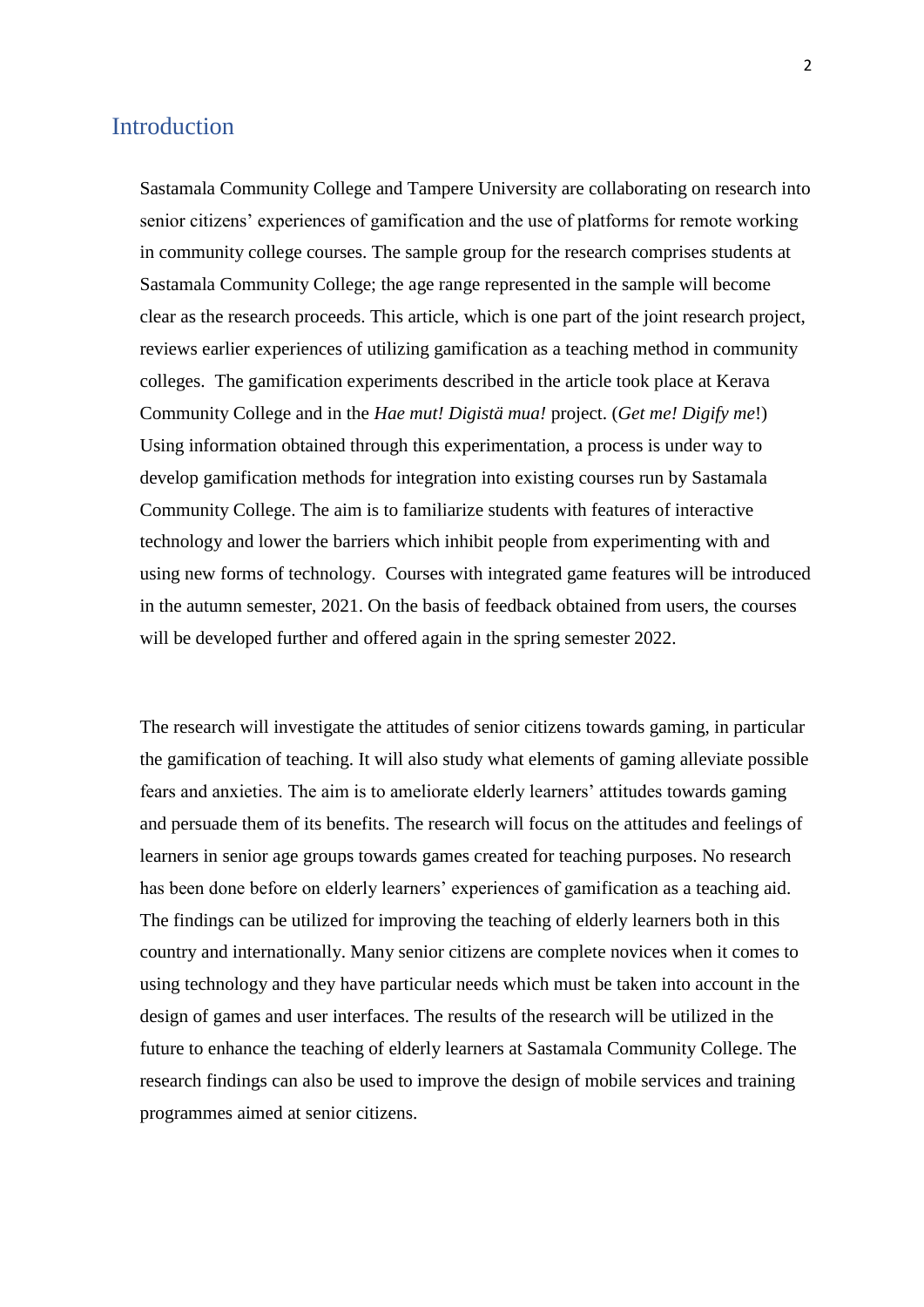# Introduction

Sastamala Community College and Tampere University are collaborating on research into senior citizens' experiences of gamification and the use of platforms for remote working in community college courses. The sample group for the research comprises students at Sastamala Community College; the age range represented in the sample will become clear as the research proceeds. This article, which is one part of the joint research project, reviews earlier experiences of utilizing gamification as a teaching method in community colleges. The gamification experiments described in the article took place at Kerava Community College and in the *Hae mut! Digistä mua!* project. (*Get me! Digify me*!) Using information obtained through this experimentation, a process is under way to develop gamification methods for integration into existing courses run by Sastamala Community College. The aim is to familiarize students with features of interactive technology and lower the barriers which inhibit people from experimenting with and using new forms of technology. Courses with integrated game features will be introduced in the autumn semester, 2021. On the basis of feedback obtained from users, the courses will be developed further and offered again in the spring semester 2022.

The research will investigate the attitudes of senior citizens towards gaming, in particular the gamification of teaching. It will also study what elements of gaming alleviate possible fears and anxieties. The aim is to ameliorate elderly learners' attitudes towards gaming and persuade them of its benefits. The research will focus on the attitudes and feelings of learners in senior age groups towards games created for teaching purposes. No research has been done before on elderly learners' experiences of gamification as a teaching aid. The findings can be utilized for improving the teaching of elderly learners both in this country and internationally. Many senior citizens are complete novices when it comes to using technology and they have particular needs which must be taken into account in the design of games and user interfaces. The results of the research will be utilized in the future to enhance the teaching of elderly learners at Sastamala Community College. The research findings can also be used to improve the design of mobile services and training programmes aimed at senior citizens.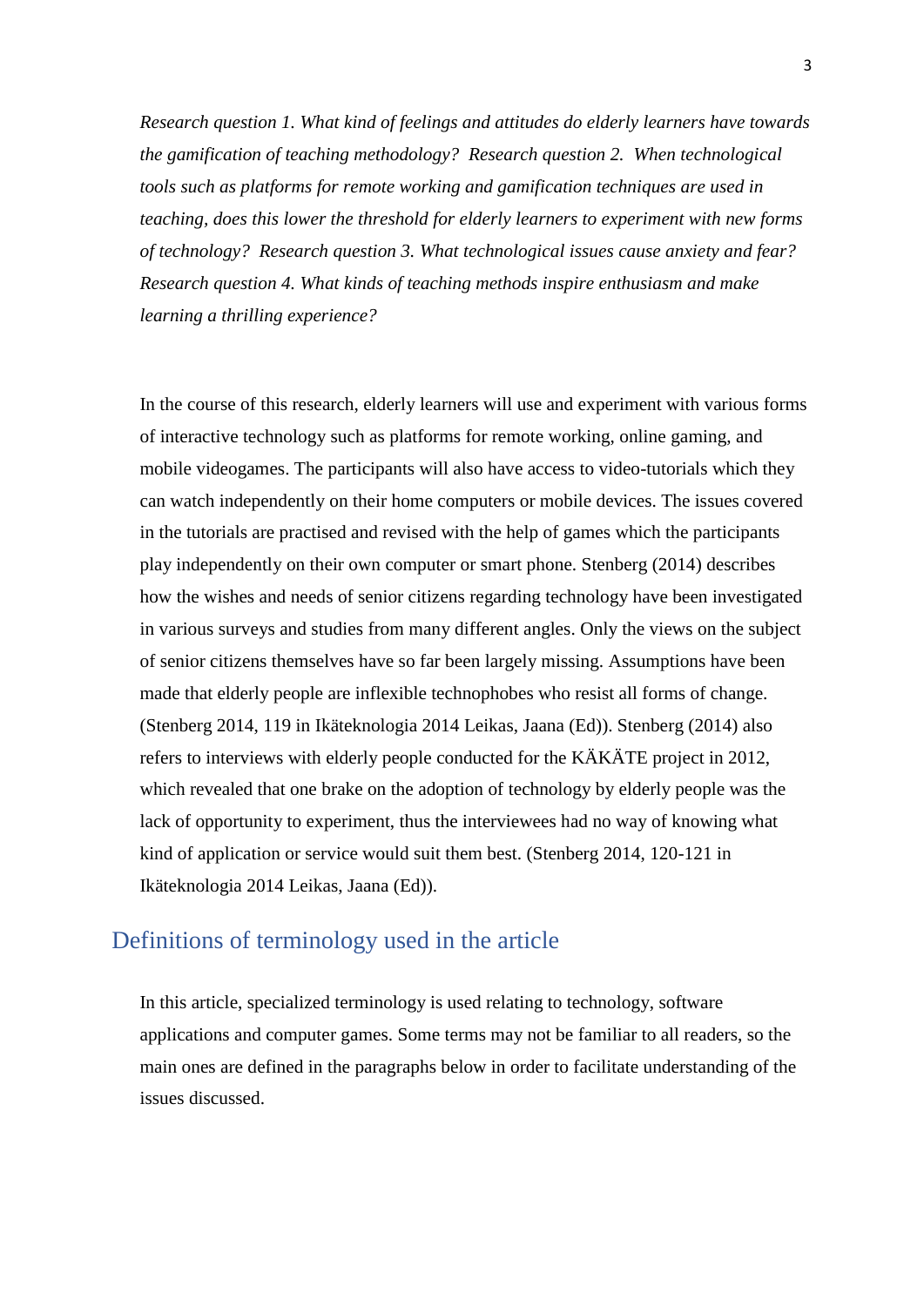*Research question 1. What kind of feelings and attitudes do elderly learners have towards the gamification of teaching methodology? Research question 2. When technological tools such as platforms for remote working and gamification techniques are used in teaching, does this lower the threshold for elderly learners to experiment with new forms of technology? Research question 3. What technological issues cause anxiety and fear? Research question 4. What kinds of teaching methods inspire enthusiasm and make learning a thrilling experience?*

In the course of this research, elderly learners will use and experiment with various forms of interactive technology such as platforms for remote working, online gaming, and mobile videogames. The participants will also have access to video-tutorials which they can watch independently on their home computers or mobile devices. The issues covered in the tutorials are practised and revised with the help of games which the participants play independently on their own computer or smart phone. Stenberg (2014) describes how the wishes and needs of senior citizens regarding technology have been investigated in various surveys and studies from many different angles. Only the views on the subject of senior citizens themselves have so far been largely missing. Assumptions have been made that elderly people are inflexible technophobes who resist all forms of change. (Stenberg 2014, 119 in Ikäteknologia 2014 Leikas, Jaana (Ed)). Stenberg (2014) also refers to interviews with elderly people conducted for the KÄKÄTE project in 2012, which revealed that one brake on the adoption of technology by elderly people was the lack of opportunity to experiment, thus the interviewees had no way of knowing what kind of application or service would suit them best. (Stenberg 2014, 120-121 in Ikäteknologia 2014 Leikas, Jaana (Ed)).

## Definitions of terminology used in the article

In this article, specialized terminology is used relating to technology, software applications and computer games. Some terms may not be familiar to all readers, so the main ones are defined in the paragraphs below in order to facilitate understanding of the issues discussed.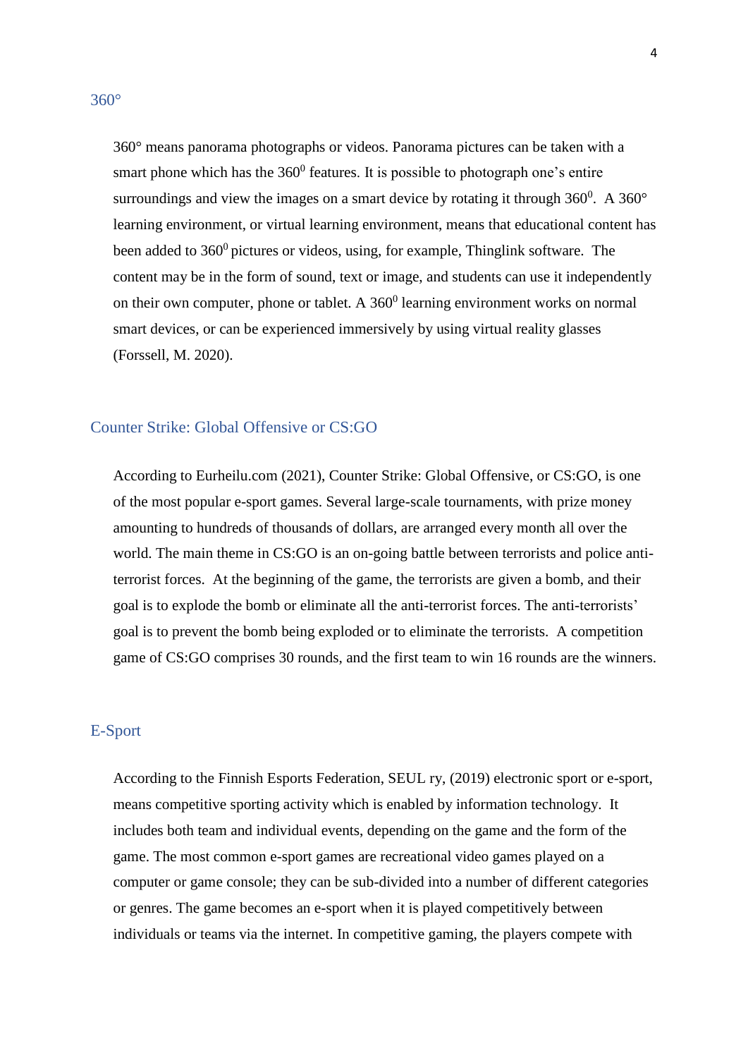## 360°

360° means panorama photographs or videos. Panorama pictures can be taken with a smart phone which has the $360^0$ features. It is possible to photograph one's entire surroundings and view the images on a smart device by rotating it through $360^0$. A 360° learning environment, or virtual learning environment, means that educational content has been added to $360^0$ pictures or videos, using, for example, Thinglink software. The content may be in the form of sound, text or image, and students can use it independently on their own computer, phone or tablet. A $360^0$ learning environment works on normal smart devices, or can be experienced immersively by using virtual reality glasses (Forssell, M. 2020).

## Counter Strike: Global Offensive or CS:GO

According to Eurheilu.com (2021), Counter Strike: Global Offensive, or CS:GO, is one of the most popular e-sport games. Several large-scale tournaments, with prize money amounting to hundreds of thousands of dollars, are arranged every month all over the world. The main theme in CS:GO is an on-going battle between terrorists and police anti-terrorist forces. At the beginning of the game, the terrorists are given a bomb, and their goal is to explode the bomb or eliminate all the anti-terrorist forces. The anti-terrorists' goal is to prevent the bomb being exploded or to eliminate the terrorists. A competition game of CS:GO comprises 30 rounds, and the first team to win 16 rounds are the winners.

## E-Sport

According to the Finnish Esports Federation, SEUL ry, (2019) electronic sport or e-sport, means competitive sporting activity which is enabled by information technology. It includes both team and individual events, depending on the game and the form of the game. The most common e-sport games are recreational video games played on a computer or game console; they can be sub-divided into a number of different categories or genres. The game becomes an e-sport when it is played competitively between individuals or teams via the internet. In competitive gaming, the players compete with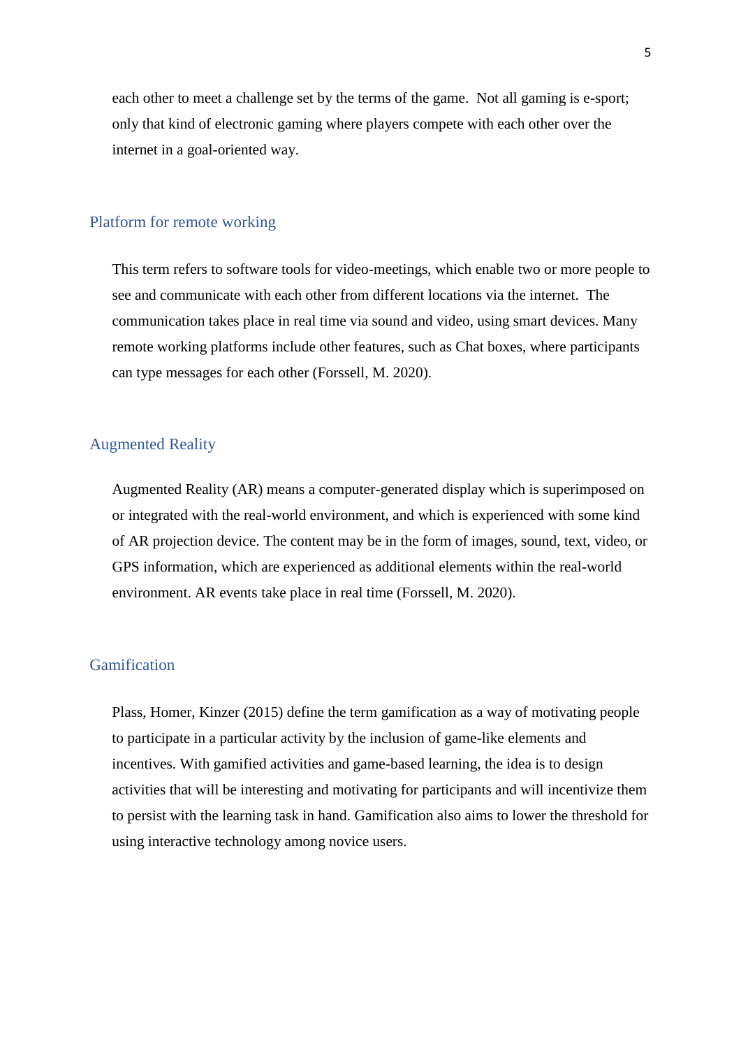each other to meet a challenge set by the terms of the game. Not all gaming is e-sport; only that kind of electronic gaming where players compete with each other over the internet in a goal-oriented way.

## Platform for remote working

This term refers to software tools for video-meetings, which enable two or more people to see and communicate with each other from different locations via the internet. The communication takes place in real time via sound and video, using smart devices. Many remote working platforms include other features, such as Chat boxes, where participants can type messages for each other (Forssell, M. 2020).

## Augmented Reality

Augmented Reality (AR) means a computer-generated display which is superimposed on or integrated with the real-world environment, and which is experienced with some kind of AR projection device. The content may be in the form of images, sound, text, video, or GPS information, which are experienced as additional elements within the real-world environment. AR events take place in real time (Forssell, M. 2020).

## Gamification

Plass, Homer, Kinzer (2015) define the term gamification as a way of motivating people to participate in a particular activity by the inclusion of game-like elements and incentives. With gamified activities and game-based learning, the idea is to design activities that will be interesting and motivating for participants and will incentivize them to persist with the learning task in hand. Gamification also aims to lower the threshold for using interactive technology among novice users.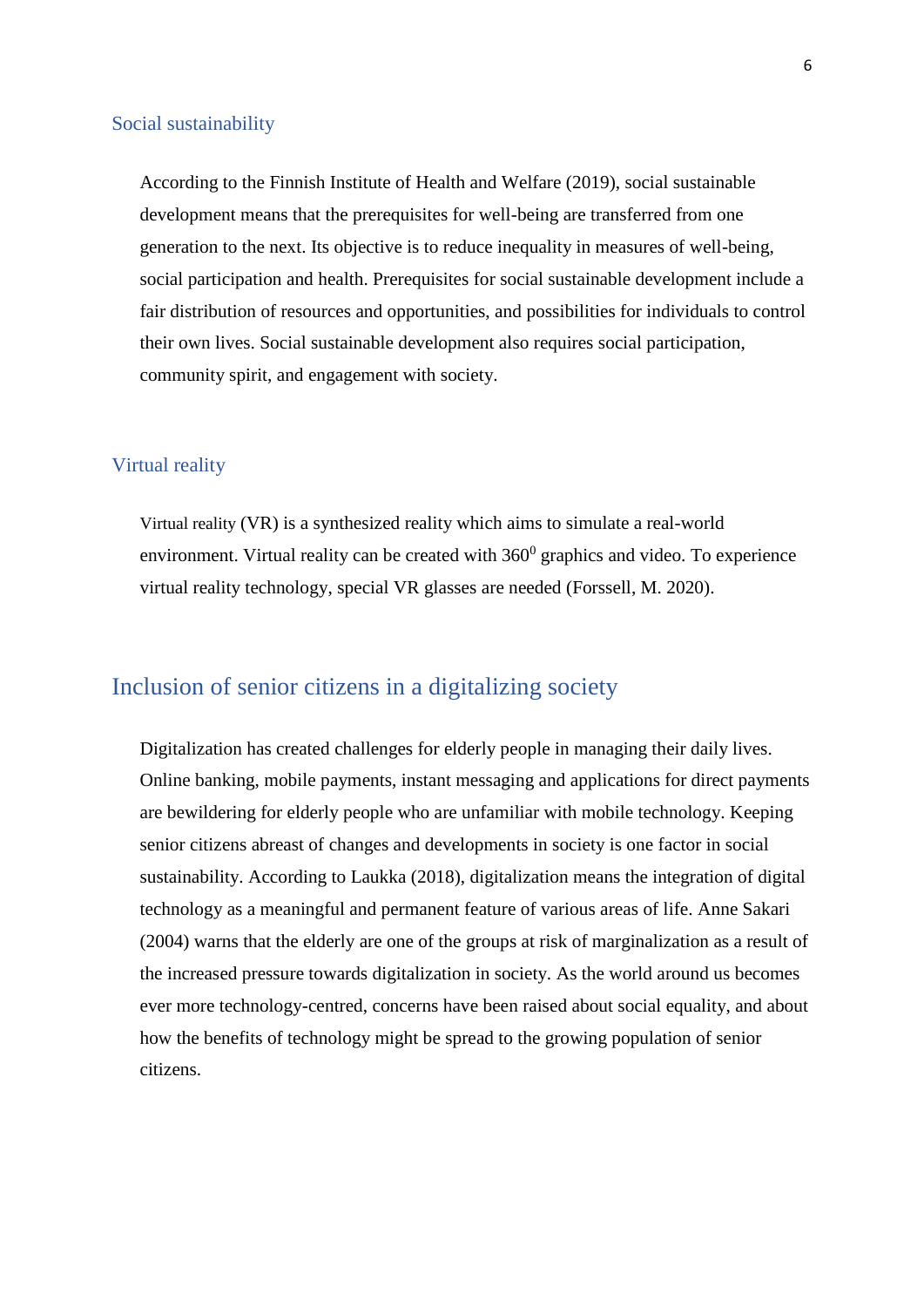### Social sustainability

According to the Finnish Institute of Health and Welfare (2019), social sustainable development means that the prerequisites for well-being are transferred from one generation to the next. Its objective is to reduce inequality in measures of well-being, social participation and health. Prerequisites for social sustainable development include a fair distribution of resources and opportunities, and possibilities for individuals to control their own lives. Social sustainable development also requires social participation, community spirit, and engagement with society.

### Virtual reality

Virtual reality (VR) is a synthesized reality which aims to simulate a real-world environment. Virtual reality can be created with $360^0$ graphics and video. To experience virtual reality technology, special VR glasses are needed (Forssell, M. 2020).

## Inclusion of senior citizens in a digitalizing society

Digitalization has created challenges for elderly people in managing their daily lives. Online banking, mobile payments, instant messaging and applications for direct payments are bewildering for elderly people who are unfamiliar with mobile technology. Keeping senior citizens abreast of changes and developments in society is one factor in social sustainability. According to Laukka (2018), digitalization means the integration of digital technology as a meaningful and permanent feature of various areas of life. Anne Sakari (2004) warns that the elderly are one of the groups at risk of marginalization as a result of the increased pressure towards digitalization in society. As the world around us becomes ever more technology-centred, concerns have been raised about social equality, and about how the benefits of technology might be spread to the growing population of senior citizens.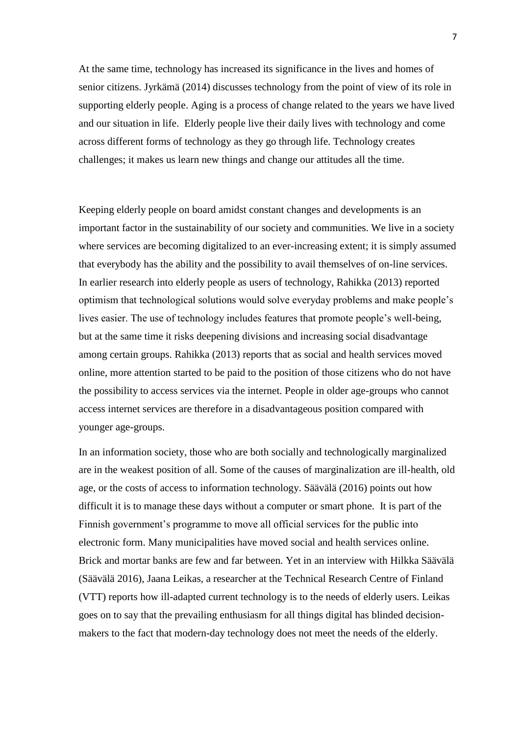At the same time, technology has increased its significance in the lives and homes of senior citizens. Jyrkämä (2014) discusses technology from the point of view of its role in supporting elderly people. Aging is a process of change related to the years we have lived and our situation in life. Elderly people live their daily lives with technology and come across different forms of technology as they go through life. Technology creates challenges; it makes us learn new things and change our attitudes all the time.

Keeping elderly people on board amidst constant changes and developments is an important factor in the sustainability of our society and communities. We live in a society where services are becoming digitalized to an ever-increasing extent; it is simply assumed that everybody has the ability and the possibility to avail themselves of on-line services. In earlier research into elderly people as users of technology, Rahikka (2013) reported optimism that technological solutions would solve everyday problems and make people's lives easier. The use of technology includes features that promote people's well-being, but at the same time it risks deepening divisions and increasing social disadvantage among certain groups. Rahikka (2013) reports that as social and health services moved online, more attention started to be paid to the position of those citizens who do not have the possibility to access services via the internet. People in older age-groups who cannot access internet services are therefore in a disadvantageous position compared with younger age-groups.

In an information society, those who are both socially and technologically marginalized are in the weakest position of all. Some of the causes of marginalization are ill-health, old age, or the costs of access to information technology. Säävälä (2016) points out how difficult it is to manage these days without a computer or smart phone. It is part of the Finnish government's programme to move all official services for the public into electronic form. Many municipalities have moved social and health services online. Brick and mortar banks are few and far between. Yet in an interview with Hilkka Säävälä (Säävälä 2016), Jaana Leikas, a researcher at the Technical Research Centre of Finland (VTT) reports how ill-adapted current technology is to the needs of elderly users. Leikas goes on to say that the prevailing enthusiasm for all things digital has blinded decision-makers to the fact that modern-day technology does not meet the needs of the elderly.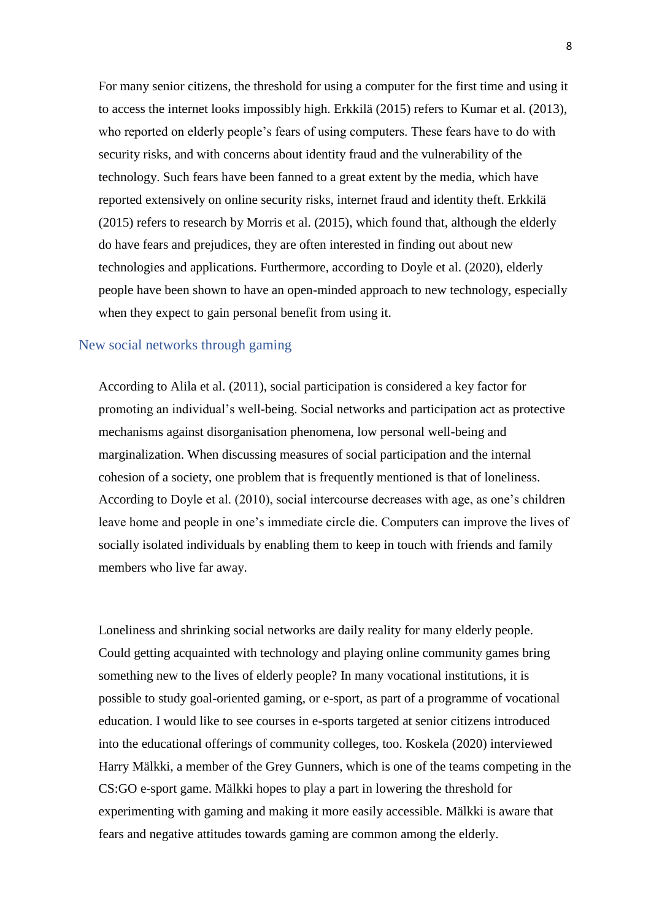For many senior citizens, the threshold for using a computer for the first time and using it to access the internet looks impossibly high. Erkkilä (2015) refers to Kumar et al. (2013), who reported on elderly people's fears of using computers. These fears have to do with security risks, and with concerns about identity fraud and the vulnerability of the technology. Such fears have been fanned to a great extent by the media, which have reported extensively on online security risks, internet fraud and identity theft. Erkkilä (2015) refers to research by Morris et al. (2015), which found that, although the elderly do have fears and prejudices, they are often interested in finding out about new technologies and applications. Furthermore, according to Doyle et al. (2020), elderly people have been shown to have an open-minded approach to new technology, especially when they expect to gain personal benefit from using it.

## New social networks through gaming

According to Alila et al. (2011), social participation is considered a key factor for promoting an individual's well-being. Social networks and participation act as protective mechanisms against disorganisation phenomena, low personal well-being and marginalization. When discussing measures of social participation and the internal cohesion of a society, one problem that is frequently mentioned is that of loneliness. According to Doyle et al. (2010), social intercourse decreases with age, as one's children leave home and people in one's immediate circle die. Computers can improve the lives of socially isolated individuals by enabling them to keep in touch with friends and family members who live far away.

Loneliness and shrinking social networks are daily reality for many elderly people. Could getting acquainted with technology and playing online community games bring something new to the lives of elderly people? In many vocational institutions, it is possible to study goal-oriented gaming, or e-sport, as part of a programme of vocational education. I would like to see courses in e-sports targeted at senior citizens introduced into the educational offerings of community colleges, too. Koskela (2020) interviewed Harry Mälkki, a member of the Grey Gunners, which is one of the teams competing in the CS:GO e-sport game. Mälkki hopes to play a part in lowering the threshold for experimenting with gaming and making it more easily accessible. Mälkki is aware that fears and negative attitudes towards gaming are common among the elderly.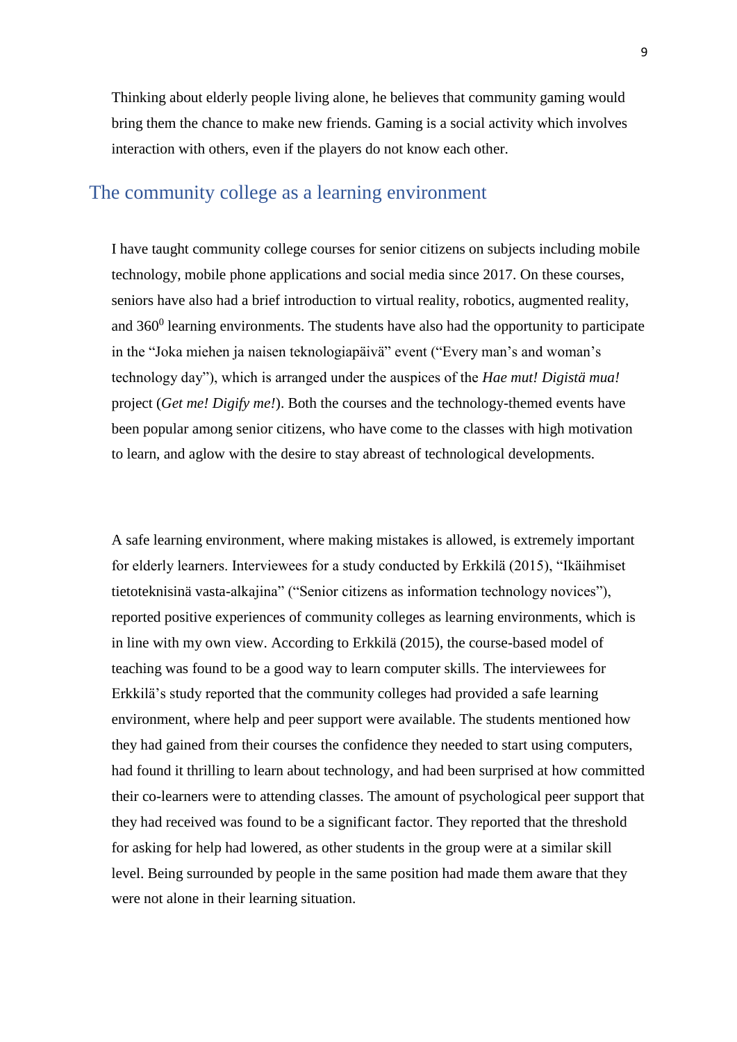Thinking about elderly people living alone, he believes that community gaming would bring them the chance to make new friends. Gaming is a social activity which involves interaction with others, even if the players do not know each other.

## The community college as a learning environment

I have taught community college courses for senior citizens on subjects including mobile technology, mobile phone applications and social media since 2017. On these courses, seniors have also had a brief introduction to virtual reality, robotics, augmented reality, and $360^0$ learning environments. The students have also had the opportunity to participate in the "Joka miehen ja naisen teknologiapäivä" event ("Every man's and woman's technology day"), which is arranged under the auspices of the *Hae mut! Digistä mua!* project (*Get me! Digify me!*). Both the courses and the technology-themed events have been popular among senior citizens, who have come to the classes with high motivation to learn, and aglow with the desire to stay abreast of technological developments.

A safe learning environment, where making mistakes is allowed, is extremely important for elderly learners. Interviewees for a study conducted by Erkkilä (2015), "Ikäihmiset tietoteknisinä vasta-alkajina" ("Senior citizens as information technology novices"), reported positive experiences of community colleges as learning environments, which is in line with my own view. According to Erkkilä (2015), the course-based model of teaching was found to be a good way to learn computer skills. The interviewees for Erkkilä's study reported that the community colleges had provided a safe learning environment, where help and peer support were available. The students mentioned how they had gained from their courses the confidence they needed to start using computers, had found it thrilling to learn about technology, and had been surprised at how committed their co-learners were to attending classes. The amount of psychological peer support that they had received was found to be a significant factor. They reported that the threshold for asking for help had lowered, as other students in the group were at a similar skill level. Being surrounded by people in the same position had made them aware that they were not alone in their learning situation.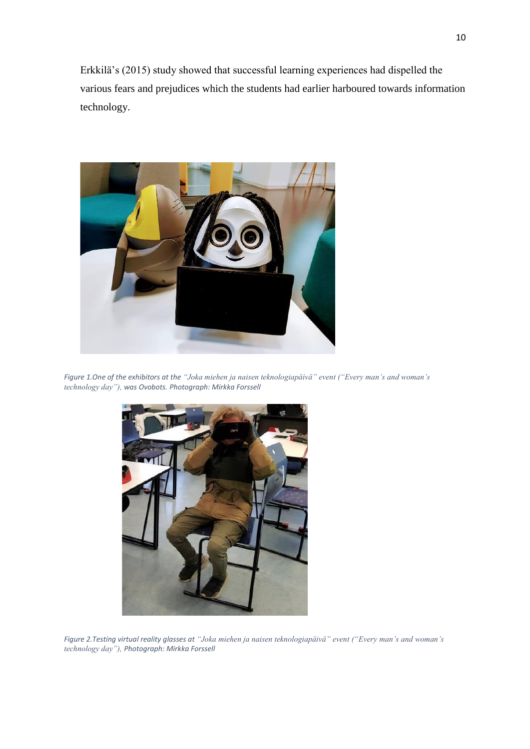Erkkilä's (2015) study showed that successful learning experiences had dispelled the various fears and prejudices which the students had earlier harboured towards information technology.

*Figure 1.One of the exhibitors at the "Joka miehen ja naisen teknologiapäivä" event ("Every man's and woman's technology day"), was Ovobots. Photograph: Mirkka Forssell*

*Figure 2.Testing virtual reality glasses at "Joka miehen ja naisen teknologiapäivä" event ("Every man's and woman's technology day"), Photograph: Mirkka Forssell*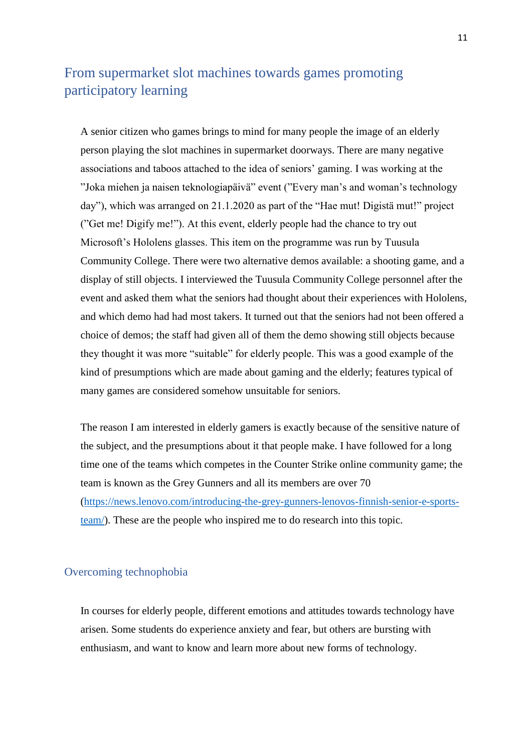## From supermarket slot machines towards games promoting participatory learning

A senior citizen who games brings to mind for many people the image of an elderly person playing the slot machines in supermarket doorways. There are many negative associations and taboos attached to the idea of seniors' gaming. I was working at the "Joka miehen ja naisen teknologiapäivä" event ("Every man's and woman's technology day"), which was arranged on 21.1.2020 as part of the "Hae mut! Digistä mut!" project ("Get me! Digify me!"). At this event, elderly people had the chance to try out Microsoft's Hololens glasses. This item on the programme was run by Tuusula Community College. There were two alternative demos available: a shooting game, and a display of still objects. I interviewed the Tuusula Community College personnel after the event and asked them what the seniors had thought about their experiences with Hololens, and which demo had had most takers. It turned out that the seniors had not been offered a choice of demos; the staff had given all of them the demo showing still objects because they thought it was more "suitable" for elderly people. This was a good example of the kind of presumptions which are made about gaming and the elderly; features typical of many games are considered somehow unsuitable for seniors.

The reason I am interested in elderly gamers is exactly because of the sensitive nature of the subject, and the presumptions about it that people make. I have followed for a long time one of the teams which competes in the Counter Strike online community game; the team is known as the Grey Gunners and all its members are over 70 (https://news.lenovo.com/introducing-the-grey-gunners-lenovos-finnish-senior-e-sports-team/). These are the people who inspired me to do research into this topic.

### Overcoming technophobia

In courses for elderly people, different emotions and attitudes towards technology have arisen. Some students do experience anxiety and fear, but others are bursting with enthusiasm, and want to know and learn more about new forms of technology.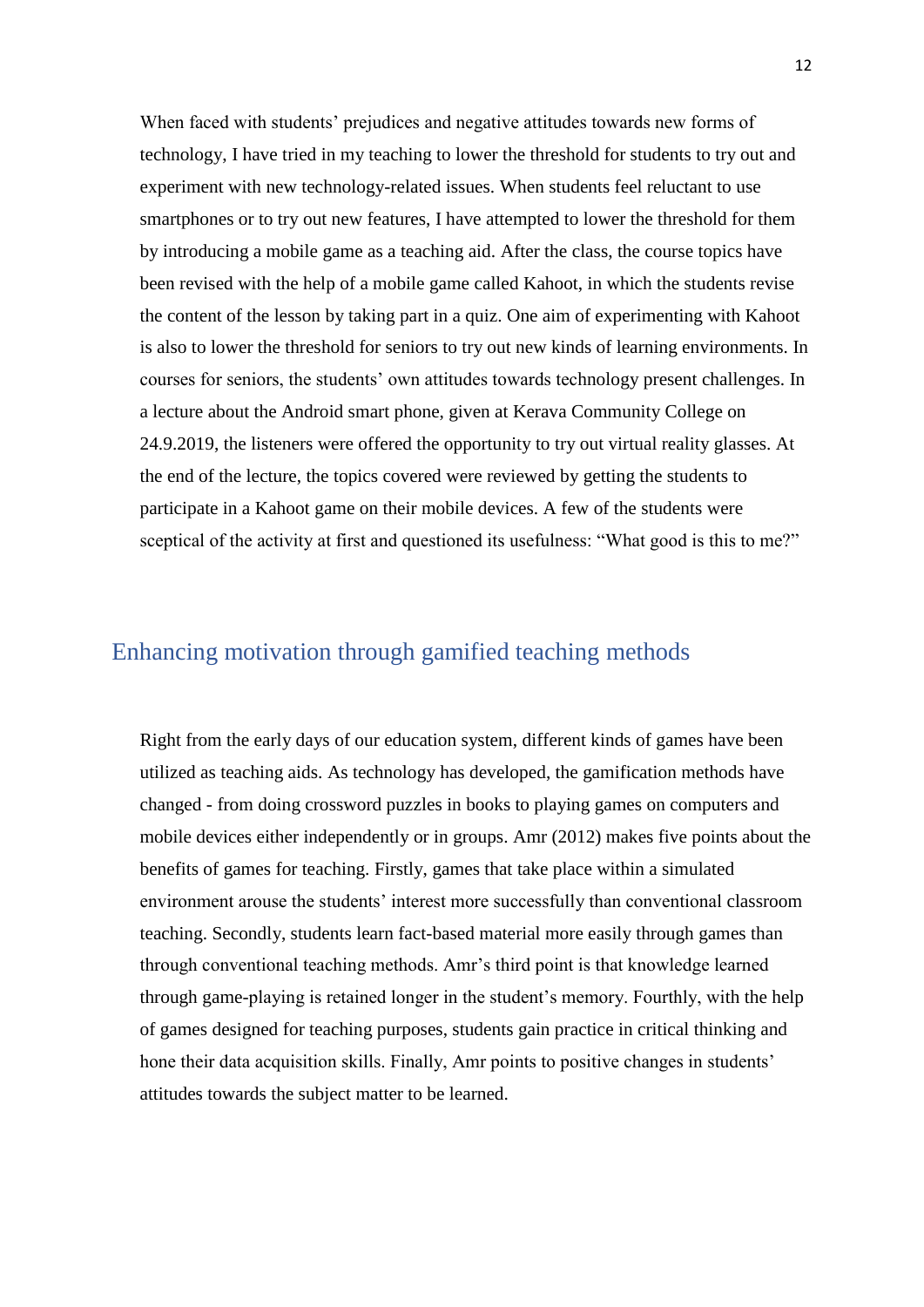When faced with students' prejudices and negative attitudes towards new forms of technology, I have tried in my teaching to lower the threshold for students to try out and experiment with new technology-related issues. When students feel reluctant to use smartphones or to try out new features, I have attempted to lower the threshold for them by introducing a mobile game as a teaching aid. After the class, the course topics have been revised with the help of a mobile game called Kahoot, in which the students revise the content of the lesson by taking part in a quiz. One aim of experimenting with Kahoot is also to lower the threshold for seniors to try out new kinds of learning environments. In courses for seniors, the students' own attitudes towards technology present challenges. In a lecture about the Android smart phone, given at Kerava Community College on 24.9.2019, the listeners were offered the opportunity to try out virtual reality glasses. At the end of the lecture, the topics covered were reviewed by getting the students to participate in a Kahoot game on their mobile devices. A few of the students were sceptical of the activity at first and questioned its usefulness: "What good is this to me?"

## Enhancing motivation through gamified teaching methods

Right from the early days of our education system, different kinds of games have been utilized as teaching aids. As technology has developed, the gamification methods have changed - from doing crossword puzzles in books to playing games on computers and mobile devices either independently or in groups. Amr (2012) makes five points about the benefits of games for teaching. Firstly, games that take place within a simulated environment arouse the students' interest more successfully than conventional classroom teaching. Secondly, students learn fact-based material more easily through games than through conventional teaching methods. Amr's third point is that knowledge learned through game-playing is retained longer in the student's memory. Fourthly, with the help of games designed for teaching purposes, students gain practice in critical thinking and hone their data acquisition skills. Finally, Amr points to positive changes in students' attitudes towards the subject matter to be learned.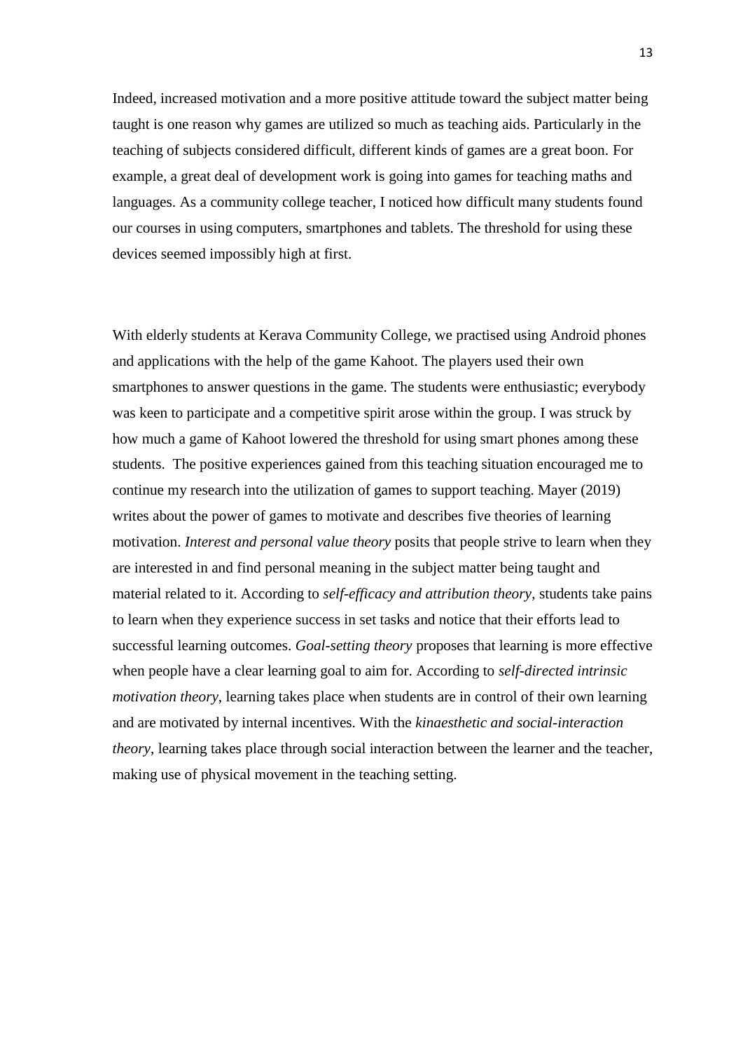Indeed, increased motivation and a more positive attitude toward the subject matter being taught is one reason why games are utilized so much as teaching aids. Particularly in the teaching of subjects considered difficult, different kinds of games are a great boon. For example, a great deal of development work is going into games for teaching maths and languages. As a community college teacher, I noticed how difficult many students found our courses in using computers, smartphones and tablets. The threshold for using these devices seemed impossibly high at first.

With elderly students at Kerava Community College, we practised using Android phones and applications with the help of the game Kahoot. The players used their own smartphones to answer questions in the game. The students were enthusiastic; everybody was keen to participate and a competitive spirit arose within the group. I was struck by how much a game of Kahoot lowered the threshold for using smart phones among these students. The positive experiences gained from this teaching situation encouraged me to continue my research into the utilization of games to support teaching. Mayer (2019) writes about the power of games to motivate and describes five theories of learning motivation. *Interest and personal value theory* posits that people strive to learn when they are interested in and find personal meaning in the subject matter being taught and material related to it. According to *self-efficacy and attribution theory*, students take pains to learn when they experience success in set tasks and notice that their efforts lead to successful learning outcomes. *Goal-setting theory* proposes that learning is more effective when people have a clear learning goal to aim for. According to *self-directed intrinsic motivation theory*, learning takes place when students are in control of their own learning and are motivated by internal incentives. With the *kinaesthetic and social-interaction theory*, learning takes place through social interaction between the learner and the teacher, making use of physical movement in the teaching setting.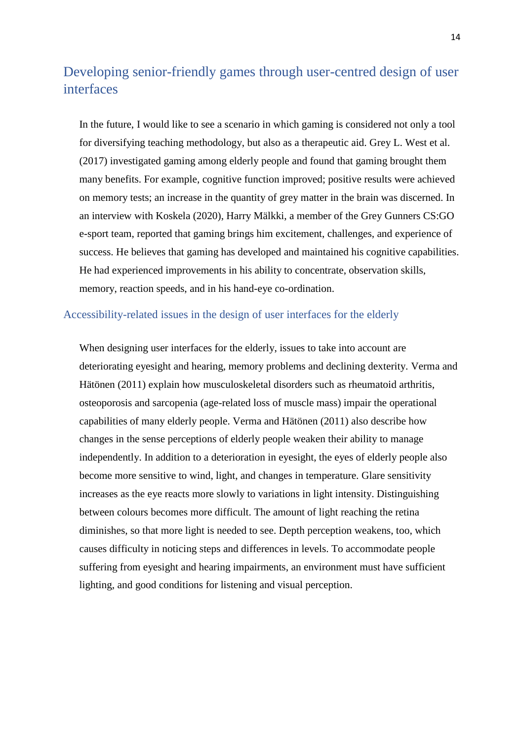## Developing senior-friendly games through user-centred design of user interfaces

In the future, I would like to see a scenario in which gaming is considered not only a tool for diversifying teaching methodology, but also as a therapeutic aid. Grey L. West et al. (2017) investigated gaming among elderly people and found that gaming brought them many benefits. For example, cognitive function improved; positive results were achieved on memory tests; an increase in the quantity of grey matter in the brain was discerned. In an interview with Koskela (2020), Harry Mälkki, a member of the Grey Gunners CS:GO e-sport team, reported that gaming brings him excitement, challenges, and experience of success. He believes that gaming has developed and maintained his cognitive capabilities. He had experienced improvements in his ability to concentrate, observation skills, memory, reaction speeds, and in his hand-eye co-ordination.

### Accessibility-related issues in the design of user interfaces for the elderly

When designing user interfaces for the elderly, issues to take into account are deteriorating eyesight and hearing, memory problems and declining dexterity. Verma and Hätönen (2011) explain how musculoskeletal disorders such as rheumatoid arthritis, osteoporosis and sarcopenia (age-related loss of muscle mass) impair the operational capabilities of many elderly people. Verma and Hätönen (2011) also describe how changes in the sense perceptions of elderly people weaken their ability to manage independently. In addition to a deterioration in eyesight, the eyes of elderly people also become more sensitive to wind, light, and changes in temperature. Glare sensitivity increases as the eye reacts more slowly to variations in light intensity. Distinguishing between colours becomes more difficult. The amount of light reaching the retina diminishes, so that more light is needed to see. Depth perception weakens, too, which causes difficulty in noticing steps and differences in levels. To accommodate people suffering from eyesight and hearing impairments, an environment must have sufficient lighting, and good conditions for listening and visual perception.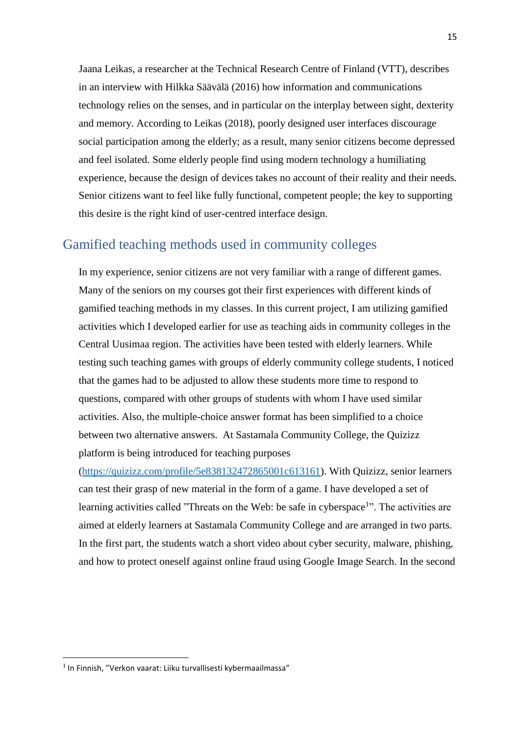Jaana Leikas, a researcher at the Technical Research Centre of Finland (VTT), describes in an interview with Hilkka Säävälä (2016) how information and communications technology relies on the senses, and in particular on the interplay between sight, dexterity and memory. According to Leikas (2018), poorly designed user interfaces discourage social participation among the elderly; as a result, many senior citizens become depressed and feel isolated. Some elderly people find using modern technology a humiliating experience, because the design of devices takes no account of their reality and their needs. Senior citizens want to feel like fully functional, competent people; the key to supporting this desire is the right kind of user-centred interface design.

## Gamified teaching methods used in community colleges

In my experience, senior citizens are not very familiar with a range of different games. Many of the seniors on my courses got their first experiences with different kinds of gamified teaching methods in my classes. In this current project, I am utilizing gamified activities which I developed earlier for use as teaching aids in community colleges in the Central Uusimaa region. The activities have been tested with elderly learners. While testing such teaching games with groups of elderly community college students, I noticed that the games had to be adjusted to allow these students more time to respond to questions, compared with other groups of students with whom I have used similar activities. Also, the multiple-choice answer format has been simplified to a choice between two alternative answers.  At Sastamala Community College, the Quizizz platform is being introduced for teaching purposes ([https://quizizz.com/profile/5e838132472865001c613161](https://quizizz.com/profile/5e838132472865001c613161)). With Quizizz, senior learners can test their grasp of new material in the form of a game. I have developed a set of learning activities called ”Threats on the Web: be safe in cyberspace[1]”. The activities are aimed at elderly learners at Sastamala Community College and are arranged in two parts. In the first part, the students watch a short video about cyber security, malware, phishing, and how to protect oneself against online fraud using Google Image Search. In the second

[1] In Finnish, ”Verkon vaarat: Liiku turvallisesti kybermaailmassa”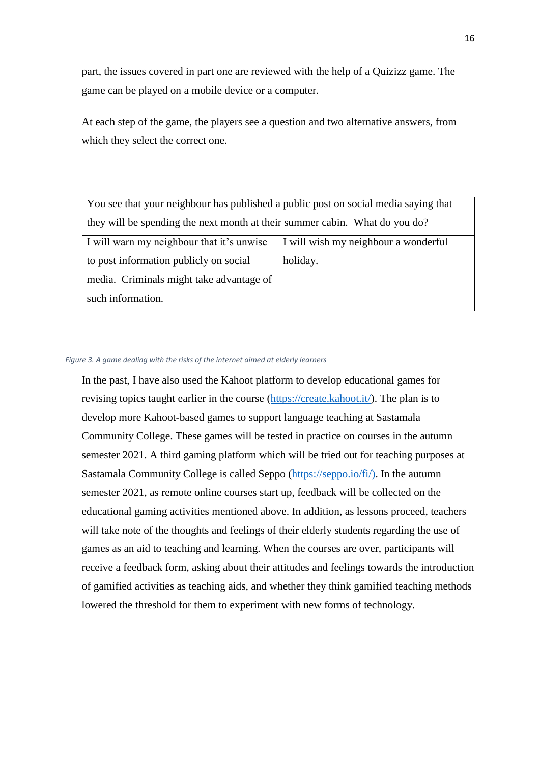part, the issues covered in part one are reviewed with the help of a Quizizz game. The game can be played on a mobile device or a computer.

At each step of the game, the players see a question and two alternative answers, from which they select the correct one.

| You see that your neighbour has published a public post on social media saying that they will be spending the next month at their summer cabin. What do you do? | |
|---|---|
| I will warn my neighbour that it's unwise to post information publicly on social media. Criminals might take advantage of such information. | I will wish my neighbour a wonderful holiday. |

*Figure 3. A game dealing with the risks of the internet aimed at elderly learners*

In the past, I have also used the Kahoot platform to develop educational games for revising topics taught earlier in the course (https://create.kahoot.it/). The plan is to develop more Kahoot-based games to support language teaching at Sastamala Community College. These games will be tested in practice on courses in the autumn semester 2021. A third gaming platform which will be tried out for teaching purposes at Sastamala Community College is called Seppo (https://seppo.io/fi/). In the autumn semester 2021, as remote online courses start up, feedback will be collected on the educational gaming activities mentioned above. In addition, as lessons proceed, teachers will take note of the thoughts and feelings of their elderly students regarding the use of games as an aid to teaching and learning. When the courses are over, participants will receive a feedback form, asking about their attitudes and feelings towards the introduction of gamified activities as teaching aids, and whether they think gamified teaching methods lowered the threshold for them to experiment with new forms of technology.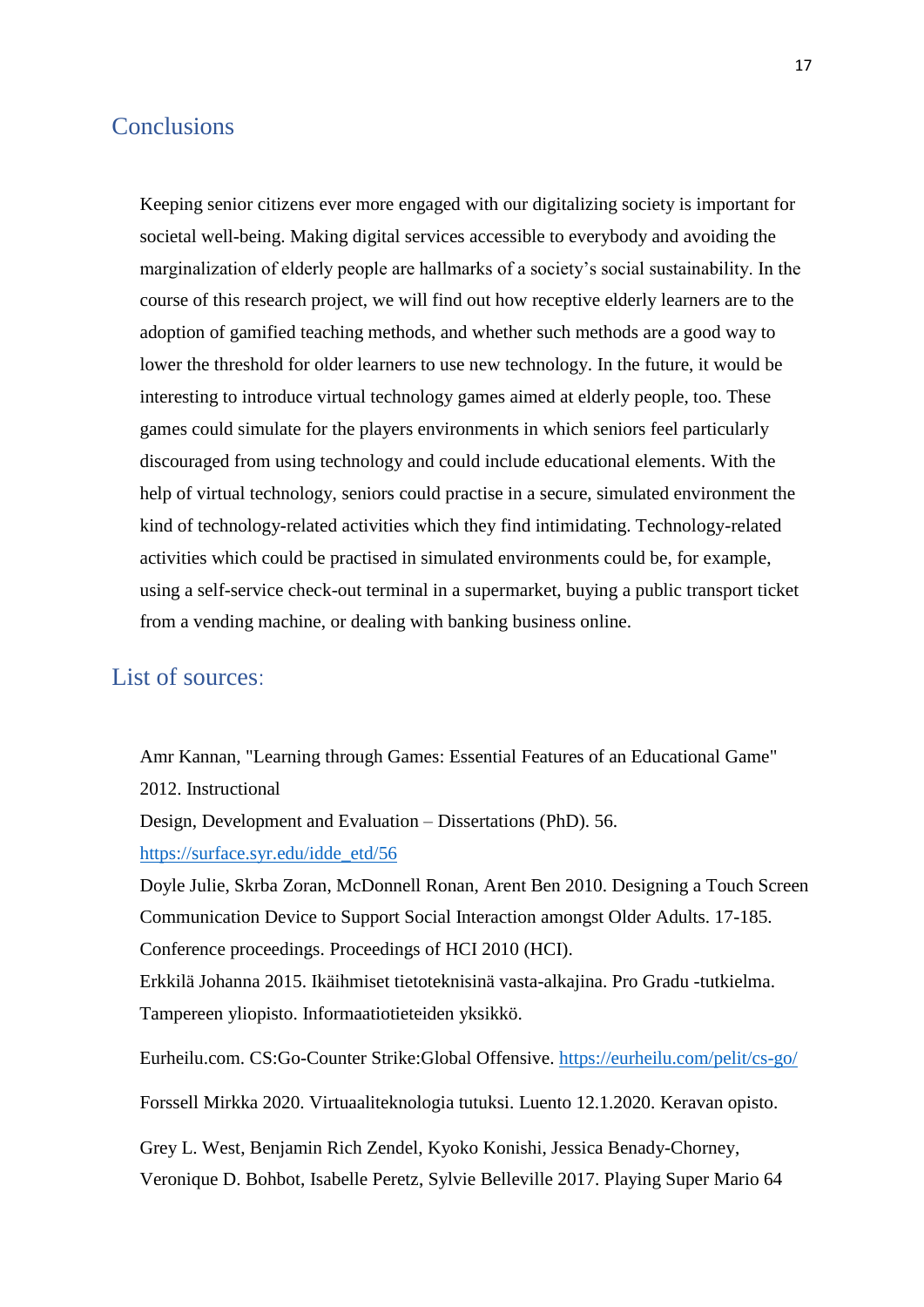## Conclusions

Keeping senior citizens ever more engaged with our digitalizing society is important for societal well-being. Making digital services accessible to everybody and avoiding the marginalization of elderly people are hallmarks of a society's social sustainability. In the course of this research project, we will find out how receptive elderly learners are to the adoption of gamified teaching methods, and whether such methods are a good way to lower the threshold for older learners to use new technology. In the future, it would be interesting to introduce virtual technology games aimed at elderly people, too. These games could simulate for the players environments in which seniors feel particularly discouraged from using technology and could include educational elements. With the help of virtual technology, seniors could practise in a secure, simulated environment the kind of technology-related activities which they find intimidating. Technology-related activities which could be practised in simulated environments could be, for example, using a self-service check-out terminal in a supermarket, buying a public transport ticket from a vending machine, or dealing with banking business online.

## List of sources:

Amr Kannan, "Learning through Games: Essential Features of an Educational Game" 2012. Instructional
Design, Development and Evaluation – Dissertations (PhD). 56.
https://surface.syr.edu/idde_etd/56

Doyle Julie, Skrba Zoran, McDonnell Ronan, Arent Ben 2010. Designing a Touch Screen Communication Device to Support Social Interaction amongst Older Adults. 17-185. Conference proceedings. Proceedings of HCI 2010 (HCI).

Erkkilä Johanna 2015. Ikäihmiset tietoteknisinä vasta-alkajina. Pro Gradu -tutkielma. Tampereen yliopisto. Informaatiotieteiden yksikkö.

Eurheilu.com. CS:Go-Counter Strike:Global Offensive. https://eurheilu.com/pelit/cs-go/

Forssell Mirkka 2020. Virtuaaliteknologia tutuksi. Luento 12.1.2020. Keravan opisto.

Grey L. West, Benjamin Rich Zendel, Kyoko Konishi, Jessica Benady-Chorney, Veronique D. Bohbot, Isabelle Peretz, Sylvie Belleville 2017. Playing Super Mario 64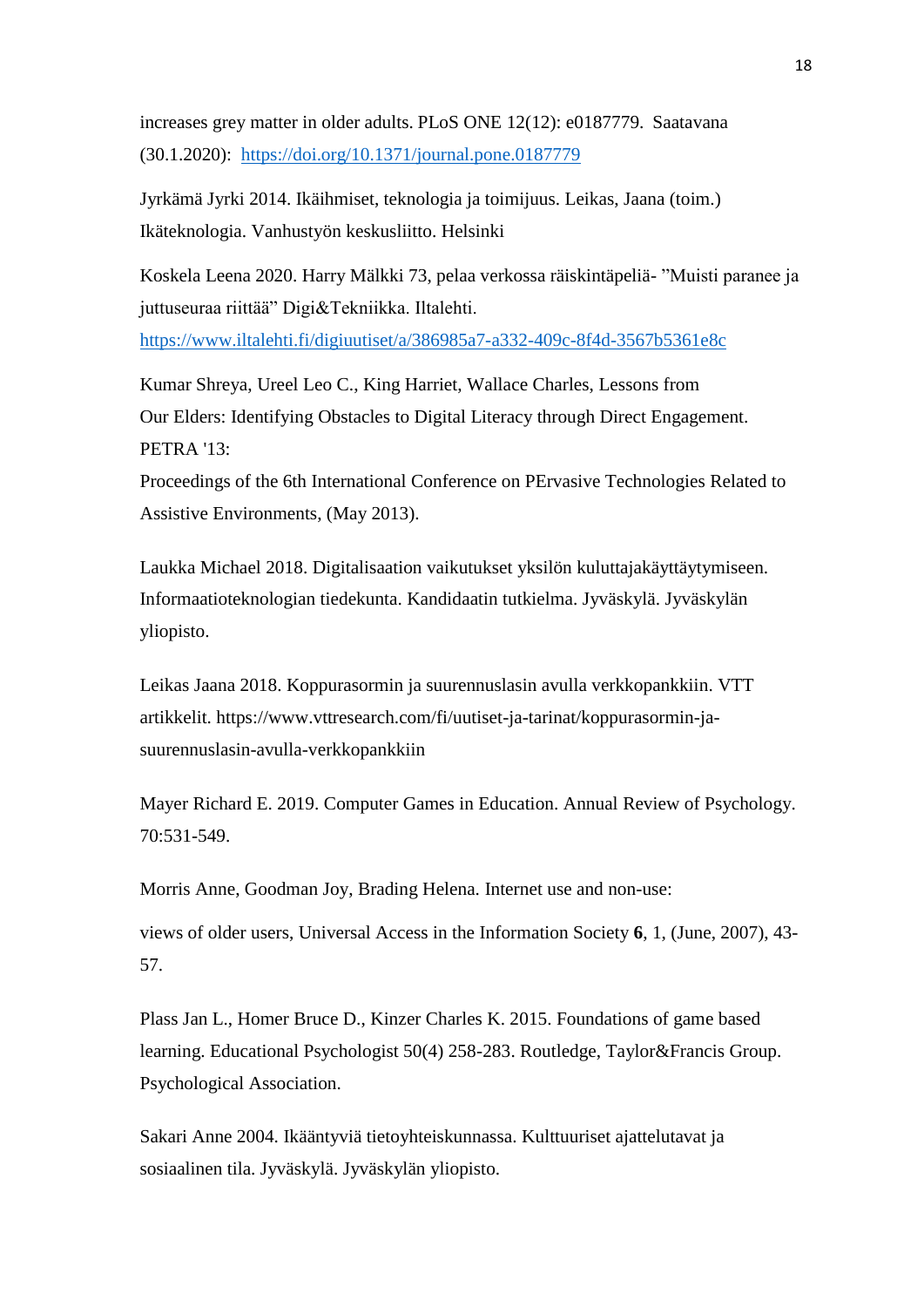increases grey matter in older adults. PLoS ONE 12(12): e0187779. Saatavana (30.1.2020): https://doi.org/10.1371/journal.pone.0187779

Jyrkämä Jyrki 2014. Ikäihmiset, teknologia ja toimijuus. Leikas, Jaana (toim.) Ikäteknologia. Vanhustyön keskusliitto. Helsinki

Koskela Leena 2020. Harry Mälkki 73, pelaa verkossa räiskintäpeliä- "Muisti paranee ja juttuseuraa riittää" Digi&Tekniikka. Iltalehti. https://www.iltalehti.fi/digiuutiset/a/386985a7-a332-409c-8f4d-3567b5361e8c

Kumar Shreya, Ureel Leo C., King Harriet, Wallace Charles, Lessons from Our Elders: Identifying Obstacles to Digital Literacy through Direct Engagement. PETRA '13:
Proceedings of the 6th International Conference on PErvasive Technologies Related to Assistive Environments, (May 2013).

Laukka Michael 2018. Digitalisaation vaikutukset yksilön kuluttajakäyttäytymiseen. Informaatioteknologian tiedekunta. Kandidaatin tutkielma. Jyväskylä. Jyväskylän yliopisto.

Leikas Jaana 2018. Koppurasormin ja suurennuslasin avulla verkkopankkiin. VTT artikkelit. https://www.vttresearch.com/fi/uutiset-ja-tarinat/koppurasormin-ja-suurennuslasin-avulla-verkkopankkiin

Mayer Richard E. 2019. Computer Games in Education. Annual Review of Psychology. 70:531-549.

Morris Anne, Goodman Joy, Brading Helena. Internet use and non-use:

views of older users, Universal Access in the Information Society **6**, 1, (June, 2007), 43-57.

Plass Jan L., Homer Bruce D., Kinzer Charles K. 2015. Foundations of game based learning. Educational Psychologist 50(4) 258-283. Routledge, Taylor&Francis Group. Psychological Association.

Sakari Anne 2004. Ikääntyviä tietoyhteiskunnassa. Kulttuuriset ajattelutavat ja sosiaalinen tila. Jyväskylä. Jyväskylän yliopisto.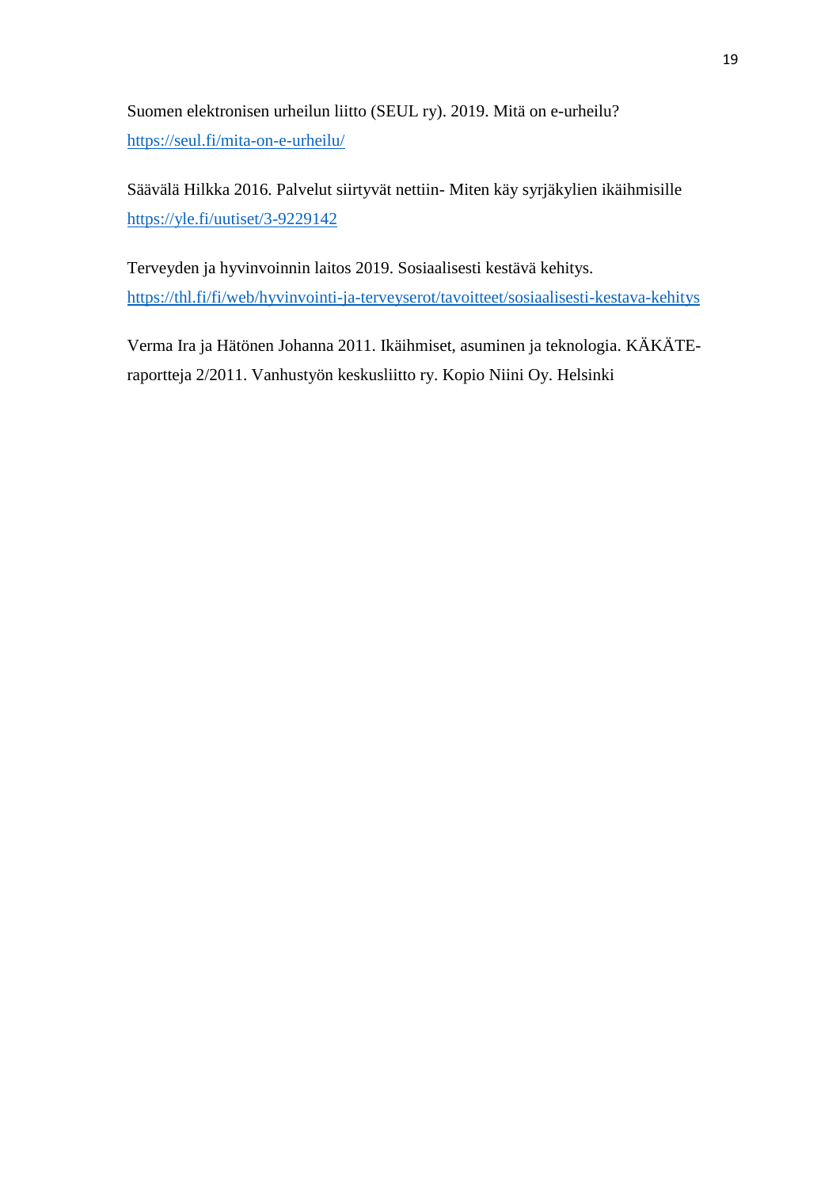Suomen elektronisen urheilun liitto (SEUL ry). 2019. Mitä on e-urheilu? https://seul.fi/mita-on-e-urheilu/

Säävälä Hilkka 2016. Palvelut siirtyvät nettiin- Miten käy syrjäkylien ikäihmisille https://yle.fi/uutiset/3-9229142

Terveyden ja hyvinvoinnin laitos 2019. Sosiaalisesti kestävä kehitys. https://thl.fi/fi/web/hyvinvointi-ja-terveyserot/tavoitteet/sosiaalisesti-kestava-kehitys

Verma Ira ja Hätönen Johanna 2011. Ikäihmiset, asuminen ja teknologia. KÄKÄTE-raportteja 2/2011. Vanhustyön keskusliitto ry. Kopio Niini Oy. Helsinki